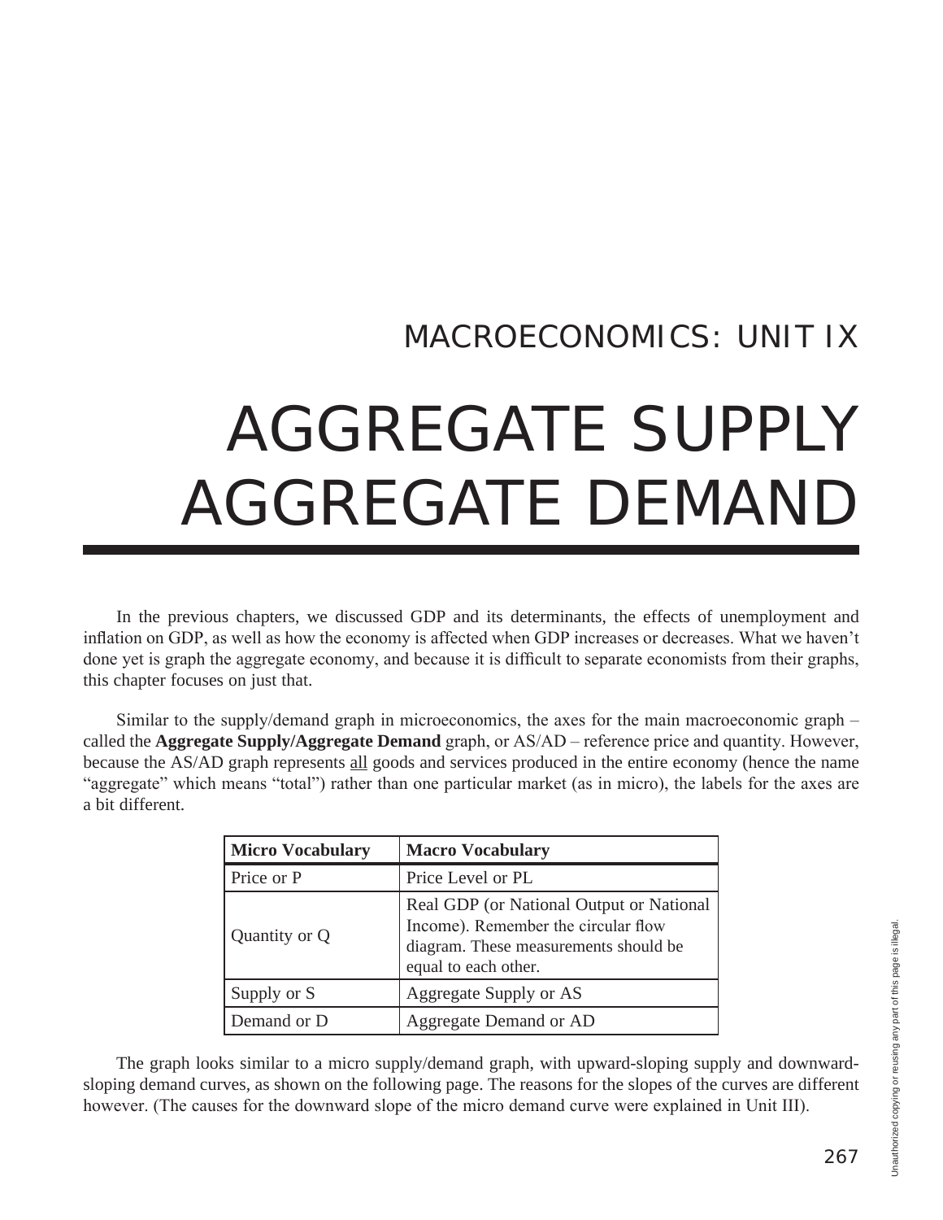## MACROECONOMICS: UNIT IX

# AGGREGATE SUPPLY AGGREGATE DEMAND

In the previous chapters, we discussed GDP and its determinants, the effects of unemployment and inflation on GDP, as well as how the economy is affected when GDP increases or decreases. What we haven't done yet is graph the aggregate economy, and because it is difficult to separate economists from their graphs, this chapter focuses on just that.

Similar to the supply/demand graph in microeconomics, the axes for the main macroeconomic graph – called the **Aggregate Supply/Aggregate Demand** graph, or AS/AD – reference price and quantity. However, because the AS/AD graph represents <u>all</u> goods and services produced in the entire economy (hence the name "aggregate" which means "total") rather than one particular market (as in micro), the labels for the axes are a bit different.

| **Micro Vocabulary** | **Macro Vocabulary** |
| --- | --- |
| Price or P | Price Level or PL |
| Quantity or Q | Real GDP (or National Output or National Income). Remember the circular flow diagram. These measurements should be equal to each other. |
| Supply or S | Aggregate Supply or AS |
| Demand or D | Aggregate Demand or AD |

The graph looks similar to a micro supply/demand graph, with upward-sloping supply and downward-sloping demand curves, as shown on the following page. The reasons for the slopes of the curves are different however. (The causes for the downward slope of the micro demand curve were explained in Unit III).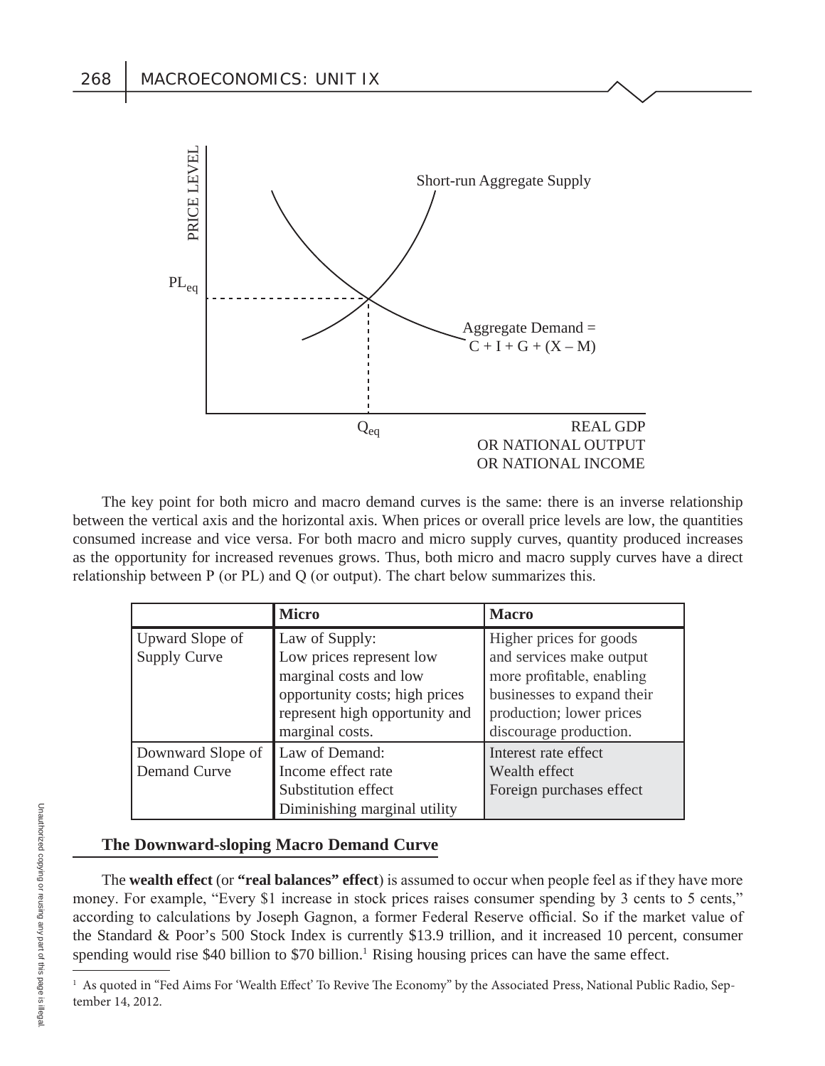The key point for both micro and macro demand curves is the same: there is an inverse relationship between the vertical axis and the horizontal axis. When prices or overall price levels are low, the quantities consumed increase and vice versa. For both macro and micro supply curves, quantity produced increases as the opportunity for increased revenues grows. Thus, both micro and macro supply curves have a direct relationship between P (or PL) and Q (or output). The chart below summarizes this.

| | Micro | Macro |
|---|---|---|
| Upward Slope of Supply Curve | Law of Supply: Low prices represent low marginal costs and low opportunity costs; high prices represent high opportunity and marginal costs. | Higher prices for goods and services make output more profitable, enabling businesses to expand their production; lower prices discourage production. |
| Downward Slope of Demand Curve | Law of Demand: Income effect rate Substitution effect Diminishing marginal utility | Interest rate effect Wealth effect Foreign purchases effect |

## The Downward-sloping Macro Demand Curve

The **wealth effect** (or **"real balances" effect**) is assumed to occur when people feel as if they have more money. For example, "Every $1 increase in stock prices raises consumer spending by 3 cents to 5 cents," according to calculations by Joseph Gagnon, a former Federal Reserve official. So if the market value of the Standard & Poor's 500 Stock Index is currently $13.9 trillion, and it increased 10 percent, consumer spending would rise $40 billion to $70 billion.[1] Rising housing prices can have the same effect.

[1] As quoted in "Fed Aims For 'Wealth Effect' To Revive The Economy" by the Associated Press, National Public Radio, September 14, 2012.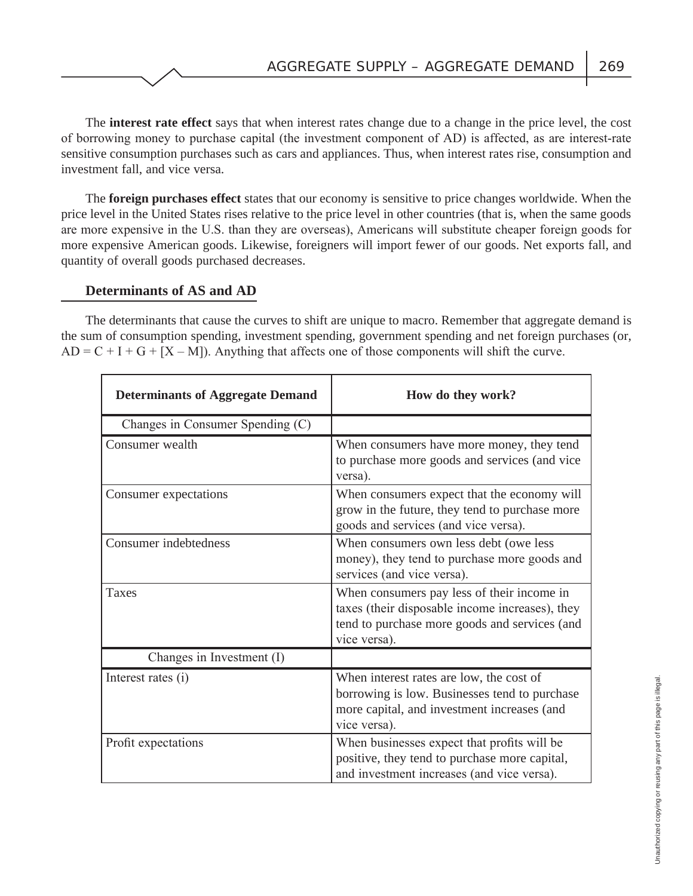The **interest rate effect** says that when interest rates change due to a change in the price level, the cost of borrowing money to purchase capital (the investment component of AD) is affected, as are interest-rate sensitive consumption purchases such as cars and appliances. Thus, when interest rates rise, consumption and investment fall, and vice versa.

The **foreign purchases effect** states that our economy is sensitive to price changes worldwide. When the price level in the United States rises relative to the price level in other countries (that is, when the same goods are more expensive in the U.S. than they are overseas), Americans will substitute cheaper foreign goods for more expensive American goods. Likewise, foreigners will import fewer of our goods. Net exports fall, and quantity of overall goods purchased decreases.

## Determinants of AS and AD

The determinants that cause the curves to shift are unique to macro. Remember that aggregate demand is the sum of consumption spending, investment spending, government spending and net foreign purchases (or, AD = C + I + G + [X – M]). Anything that affects one of those components will shift the curve.

| Determinants of Aggregate Demand | How do they work? |
|---|---|
| Changes in Consumer Spending (C) | |
| Consumer wealth | When consumers have more money, they tend to purchase more goods and services (and vice versa). |
| Consumer expectations | When consumers expect that the economy will grow in the future, they tend to purchase more goods and services (and vice versa). |
| Consumer indebtedness | When consumers own less debt (owe less money), they tend to purchase more goods and services (and vice versa). |
| Taxes | When consumers pay less of their income in taxes (their disposable income increases), they tend to purchase more goods and services (and vice versa). |
| Changes in Investment (I) | |
| Interest rates (i) | When interest rates are low, the cost of borrowing is low. Businesses tend to purchase more capital, and investment increases (and vice versa). |
| Profit expectations | When businesses expect that profits will be positive, they tend to purchase more capital, and investment increases (and vice versa). |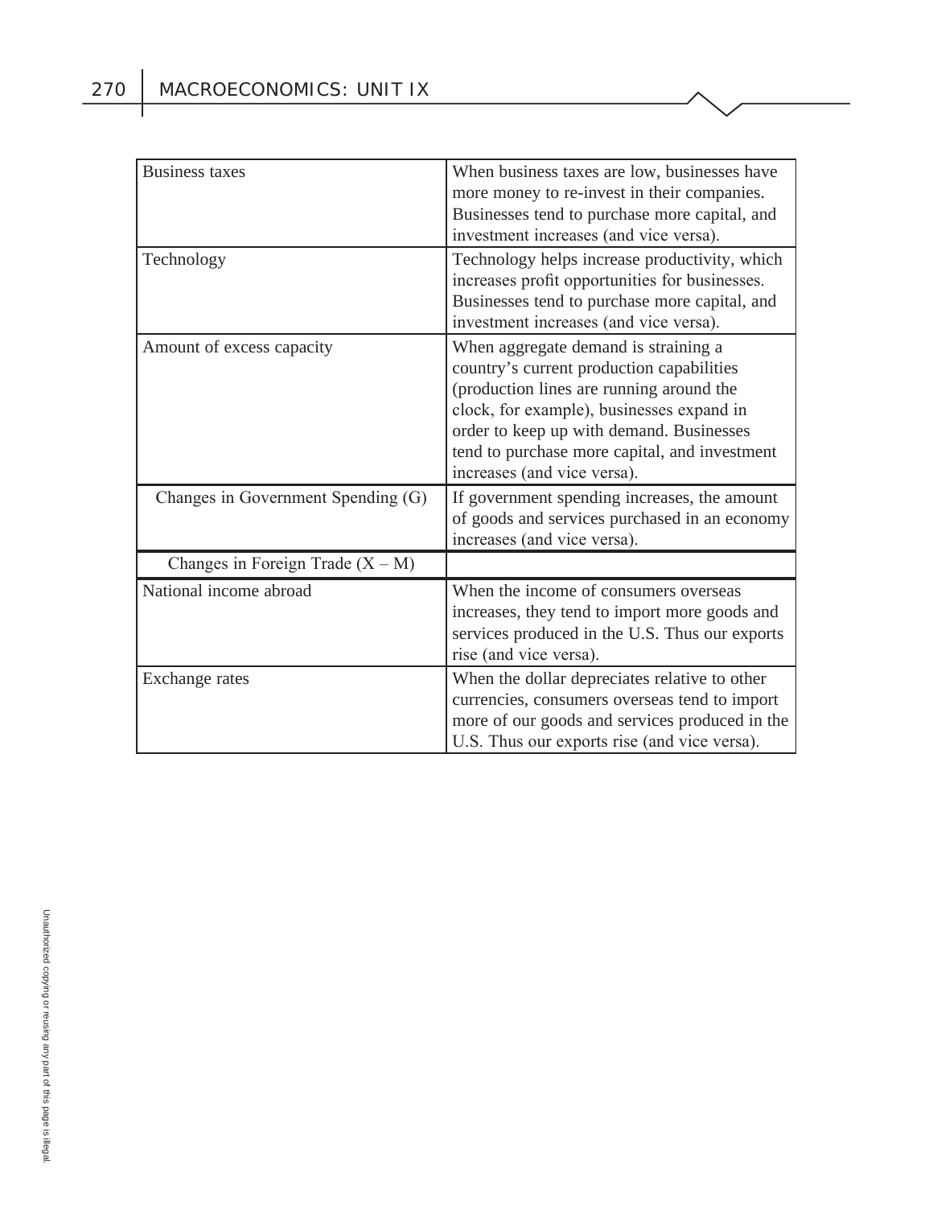| | |
|---|---|
| Business taxes | When business taxes are low, businesses have more money to re-invest in their companies. Businesses tend to purchase more capital, and investment increases (and vice versa). |
| Technology | Technology helps increase productivity, which increases profit opportunities for businesses. Businesses tend to purchase more capital, and investment increases (and vice versa). |
| Amount of excess capacity | When aggregate demand is straining a country's current production capabilities (production lines are running around the clock, for example), businesses expand in order to keep up with demand. Businesses tend to purchase more capital, and investment increases (and vice versa). |
| Changes in Government Spending (G) | If government spending increases, the amount of goods and services purchased in an economy increases (and vice versa). |
| Changes in Foreign Trade (X – M) | |
| National income abroad | When the income of consumers overseas increases, they tend to import more goods and services produced in the U.S. Thus our exports rise (and vice versa). |
| Exchange rates | When the dollar depreciates relative to other currencies, consumers overseas tend to import more of our goods and services produced in the U.S. Thus our exports rise (and vice versa). |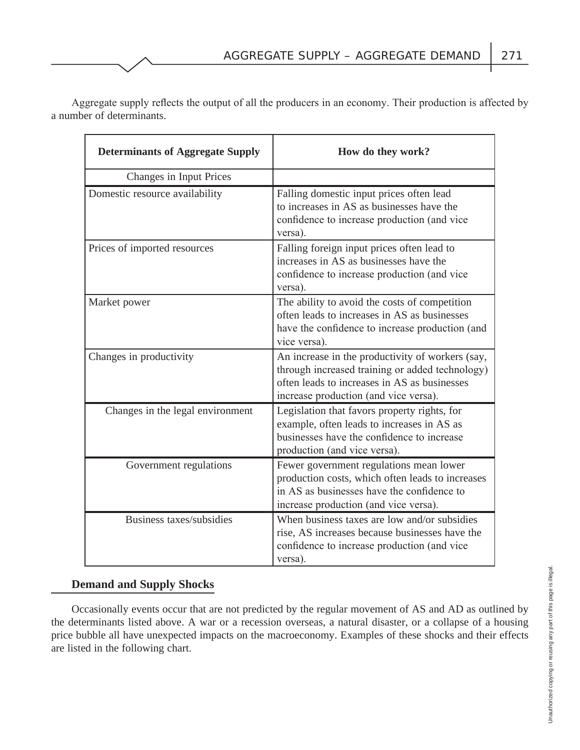Aggregate supply reflects the output of all the producers in an economy. Their production is affected by a number of determinants.

| Determinants of Aggregate Supply | How do they work? |
|---|---|
| Changes in Input Prices | |
| Domestic resource availability | Falling domestic input prices often lead to increases in AS as businesses have the confidence to increase production (and vice versa). |
| Prices of imported resources | Falling foreign input prices often lead to increases in AS as businesses have the confidence to increase production (and vice versa). |
| Market power | The ability to avoid the costs of competition often leads to increases in AS as businesses have the confidence to increase production (and vice versa). |
| Changes in productivity | An increase in the productivity of workers (say, through increased training or added technology) often leads to increases in AS as businesses increase production (and vice versa). |
| Changes in the legal environment | Legislation that favors property rights, for example, often leads to increases in AS as businesses have the confidence to increase production (and vice versa). |
| Government regulations | Fewer government regulations mean lower production costs, which often leads to increases in AS as businesses have the confidence to increase production (and vice versa). |
| Business taxes/subsidies | When business taxes are low and/or subsidies rise, AS increases because businesses have the confidence to increase production (and vice versa). |

## Demand and Supply Shocks

Occasionally events occur that are not predicted by the regular movement of AS and AD as outlined by the determinants listed above. A war or a recession overseas, a natural disaster, or a collapse of a housing price bubble all have unexpected impacts on the macroeconomy. Examples of these shocks and their effects are listed in the following chart.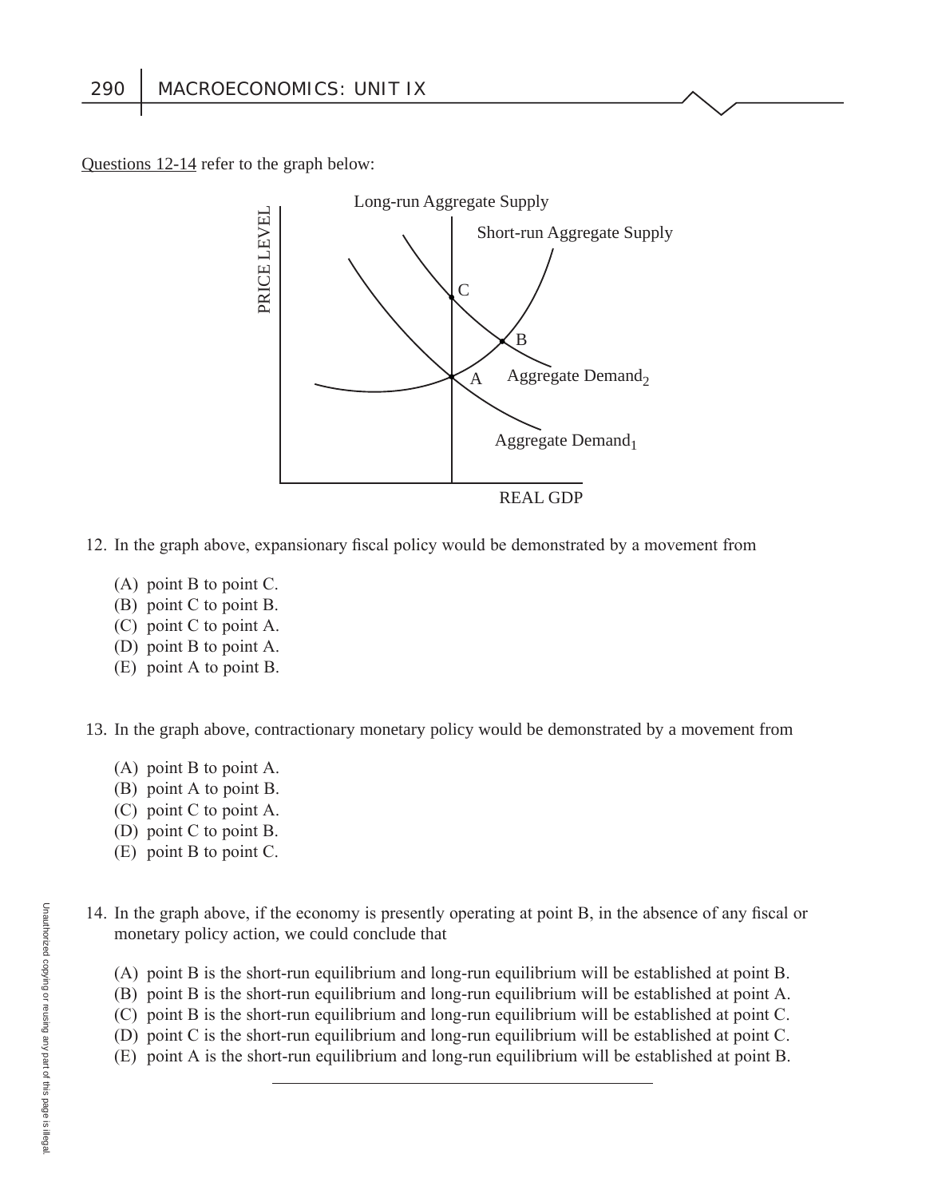Questions 12-14 refer to the graph below:

12. In the graph above, expansionary fiscal policy would be demonstrated by a movement from

    (A) point B to point C.
    (B) point C to point B.
    (C) point C to point A.
    (D) point B to point A.
    (E) point A to point B.

13. In the graph above, contractionary monetary policy would be demonstrated by a movement from

    (A) point B to point A.
    (B) point A to point B.
    (C) point C to point A.
    (D) point C to point B.
    (E) point B to point C.

14. In the graph above, if the economy is presently operating at point B, in the absence of any fiscal or monetary policy action, we could conclude that

    (A) point B is the short-run equilibrium and long-run equilibrium will be established at point B.
    (B) point B is the short-run equilibrium and long-run equilibrium will be established at point A.
    (C) point B is the short-run equilibrium and long-run equilibrium will be established at point C.
    (D) point C is the short-run equilibrium and long-run equilibrium will be established at point C.
    (E) point A is the short-run equilibrium and long-run equilibrium will be established at point B.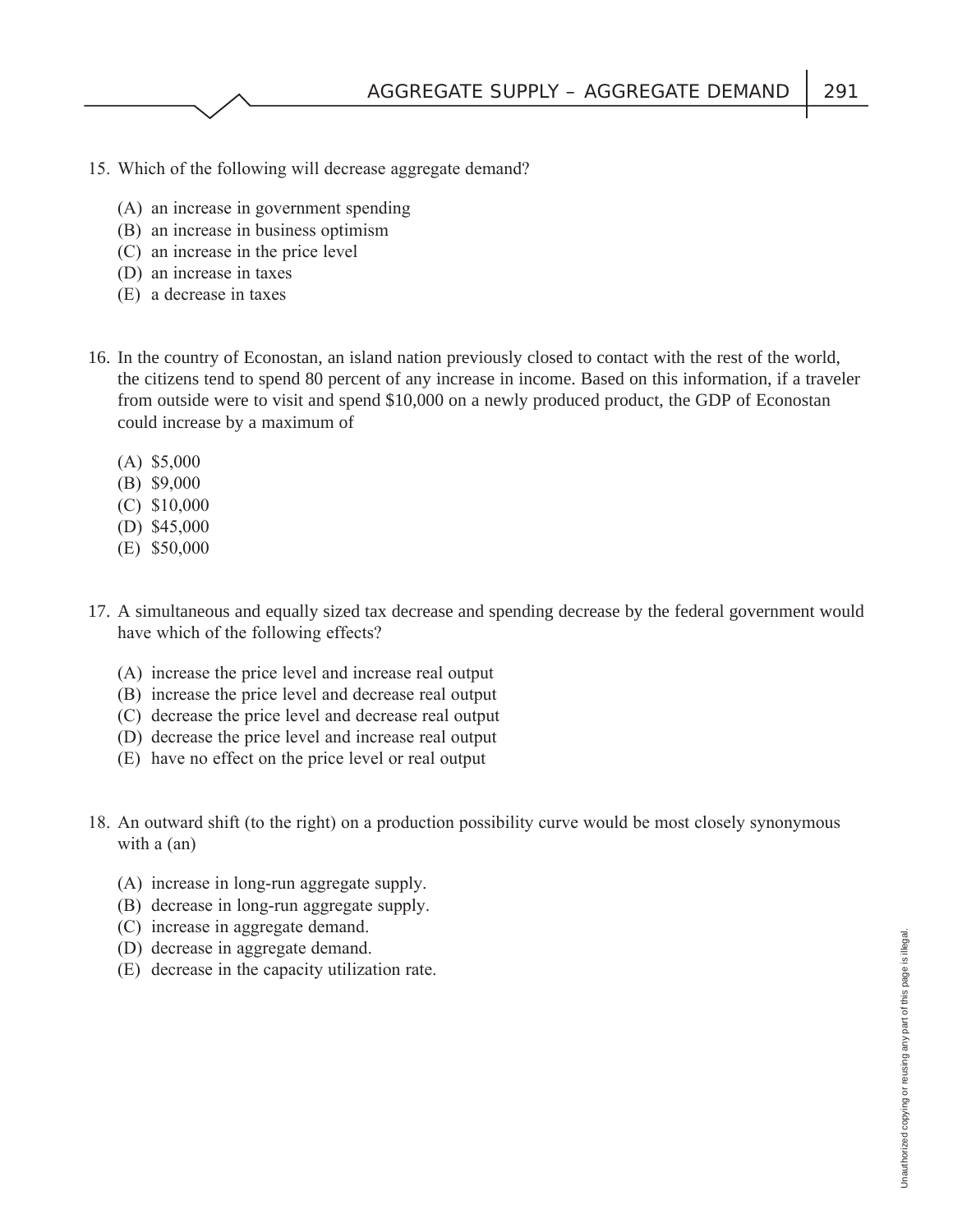15. Which of the following will decrease aggregate demand?

    (A) an increase in government spending
    (B) an increase in business optimism
    (C) an increase in the price level
    (D) an increase in taxes
    (E) a decrease in taxes

16. In the country of Econostan, an island nation previously closed to contact with the rest of the world, the citizens tend to spend 80 percent of any increase in income. Based on this information, if a traveler from outside were to visit and spend $10,000 on a newly produced product, the GDP of Econostan could increase by a maximum of

    (A) $5,000
    (B) $9,000
    (C) $10,000
    (D) $45,000
    (E) $50,000

17. A simultaneous and equally sized tax decrease and spending decrease by the federal government would have which of the following effects?

    (A) increase the price level and increase real output
    (B) increase the price level and decrease real output
    (C) decrease the price level and decrease real output
    (D) decrease the price level and increase real output
    (E) have no effect on the price level or real output

18. An outward shift (to the right) on a production possibility curve would be most closely synonymous with a (an)

    (A) increase in long-run aggregate supply.
    (B) decrease in long-run aggregate supply.
    (C) increase in aggregate demand.
    (D) decrease in aggregate demand.
    (E) decrease in the capacity utilization rate.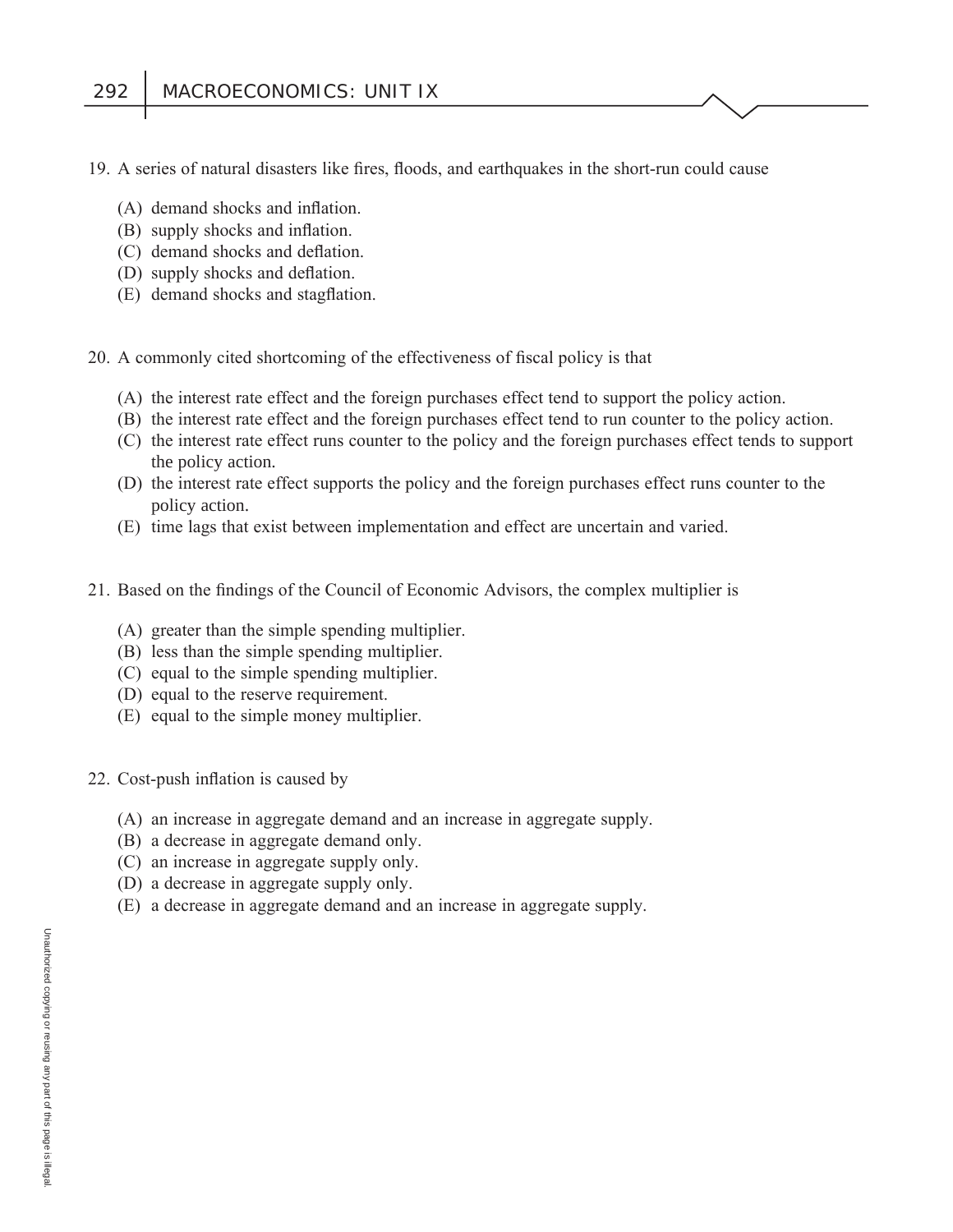19. A series of natural disasters like fires, floods, and earthquakes in the short-run could cause

    (A) demand shocks and inflation.
    (B) supply shocks and inflation.
    (C) demand shocks and deflation.
    (D) supply shocks and deflation.
    (E) demand shocks and stagflation.

20. A commonly cited shortcoming of the effectiveness of fiscal policy is that

    (A) the interest rate effect and the foreign purchases effect tend to support the policy action.
    (B) the interest rate effect and the foreign purchases effect tend to run counter to the policy action.
    (C) the interest rate effect runs counter to the policy and the foreign purchases effect tends to support the policy action.
    (D) the interest rate effect supports the policy and the foreign purchases effect runs counter to the policy action.
    (E) time lags that exist between implementation and effect are uncertain and varied.

21. Based on the findings of the Council of Economic Advisors, the complex multiplier is

    (A) greater than the simple spending multiplier.
    (B) less than the simple spending multiplier.
    (C) equal to the simple spending multiplier.
    (D) equal to the reserve requirement.
    (E) equal to the simple money multiplier.

22. Cost-push inflation is caused by

    (A) an increase in aggregate demand and an increase in aggregate supply.
    (B) a decrease in aggregate demand only.
    (C) an increase in aggregate supply only.
    (D) a decrease in aggregate supply only.
    (E) a decrease in aggregate demand and an increase in aggregate supply.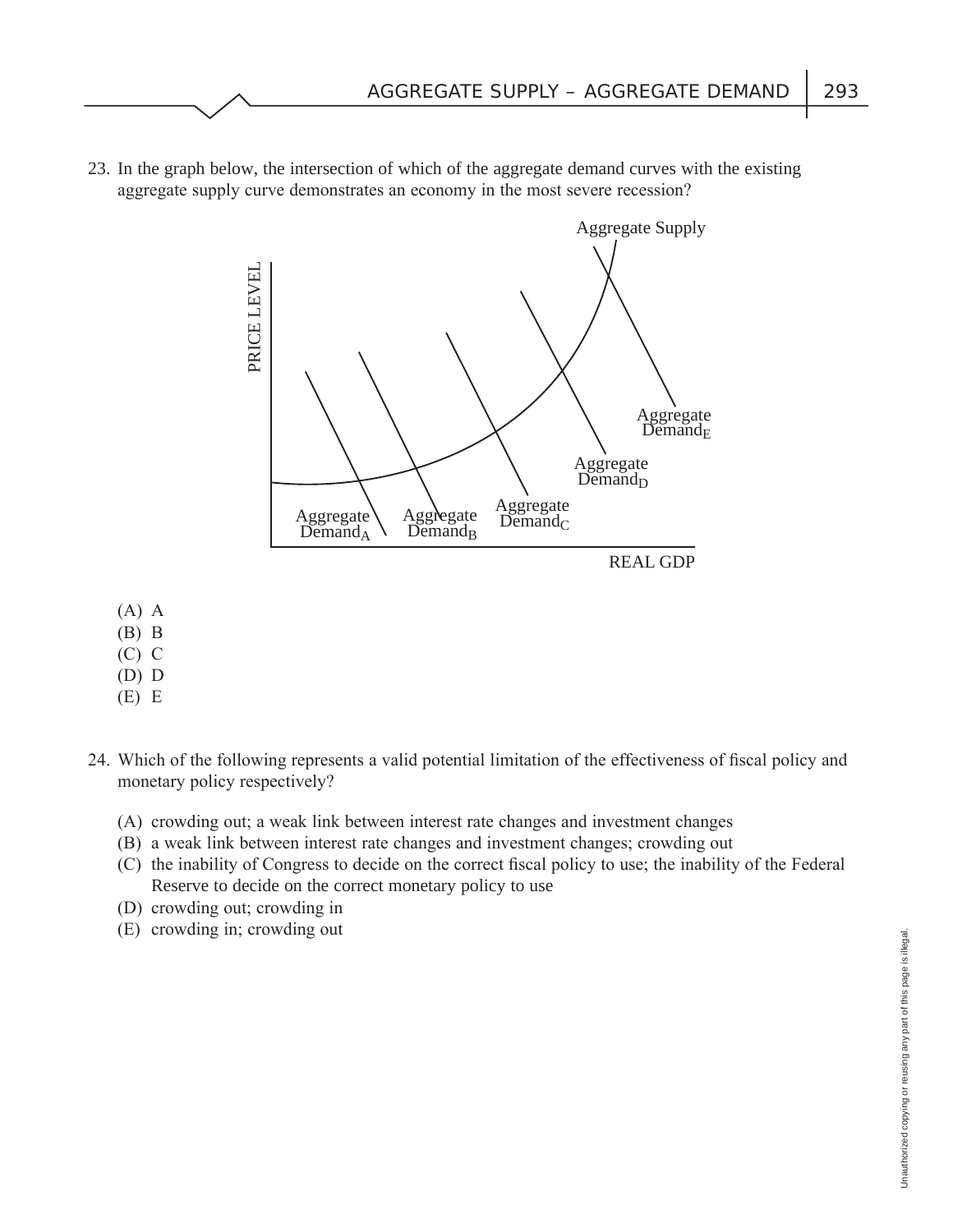23. In the graph below, the intersection of which of the aggregate demand curves with the existing aggregate supply curve demonstrates an economy in the most severe recession?

(A) A
(B) B
(C) C
(D) D
(E) E

24. Which of the following represents a valid potential limitation of the effectiveness of fiscal policy and monetary policy respectively?

(A) crowding out; a weak link between interest rate changes and investment changes
(B) a weak link between interest rate changes and investment changes; crowding out
(C) the inability of Congress to decide on the correct fiscal policy to use; the inability of the Federal Reserve to decide on the correct monetary policy to use
(D) crowding out; crowding in
(E) crowding in; crowding out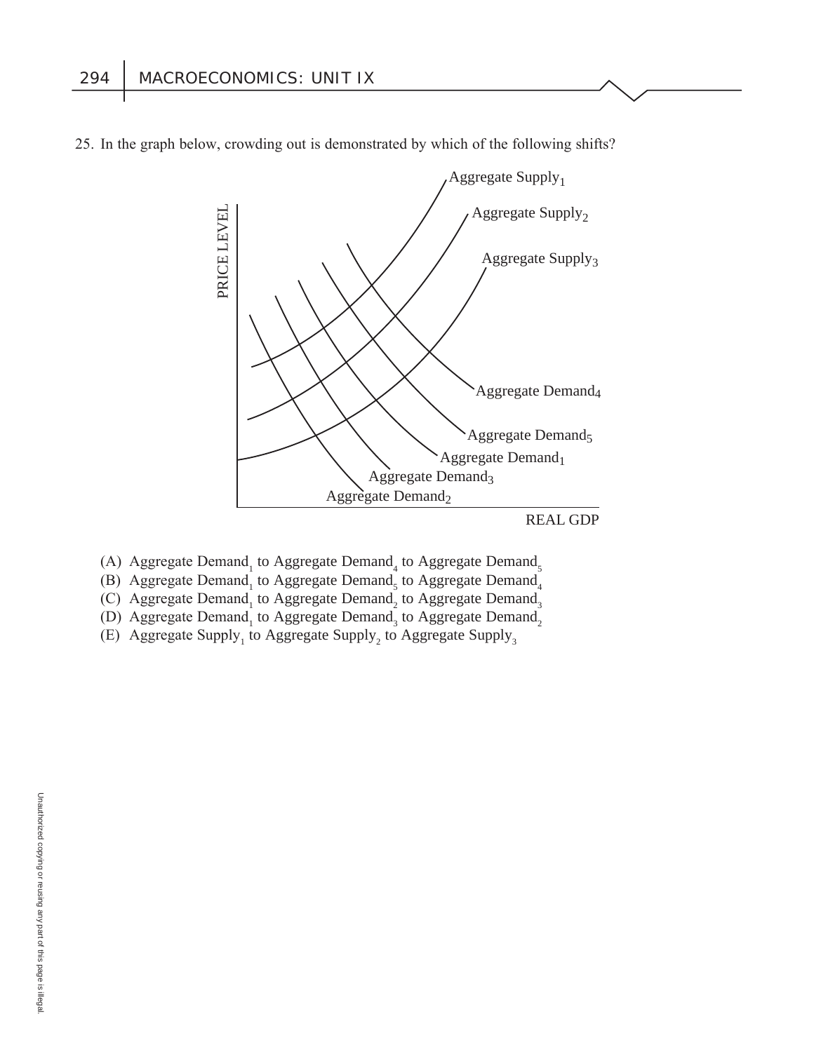25. In the graph below, crowding out is demonstrated by which of the following shifts?

(A) Aggregate Demand$_1$ to Aggregate Demand$_4$ to Aggregate Demand$_5$
(B) Aggregate Demand$_1$ to Aggregate Demand$_5$ to Aggregate Demand$_4$
(C) Aggregate Demand$_1$ to Aggregate Demand$_2$ to Aggregate Demand$_3$
(D) Aggregate Demand$_1$ to Aggregate Demand$_3$ to Aggregate Demand$_2$
(E) Aggregate Supply$_1$ to Aggregate Supply$_2$ to Aggregate Supply$_3$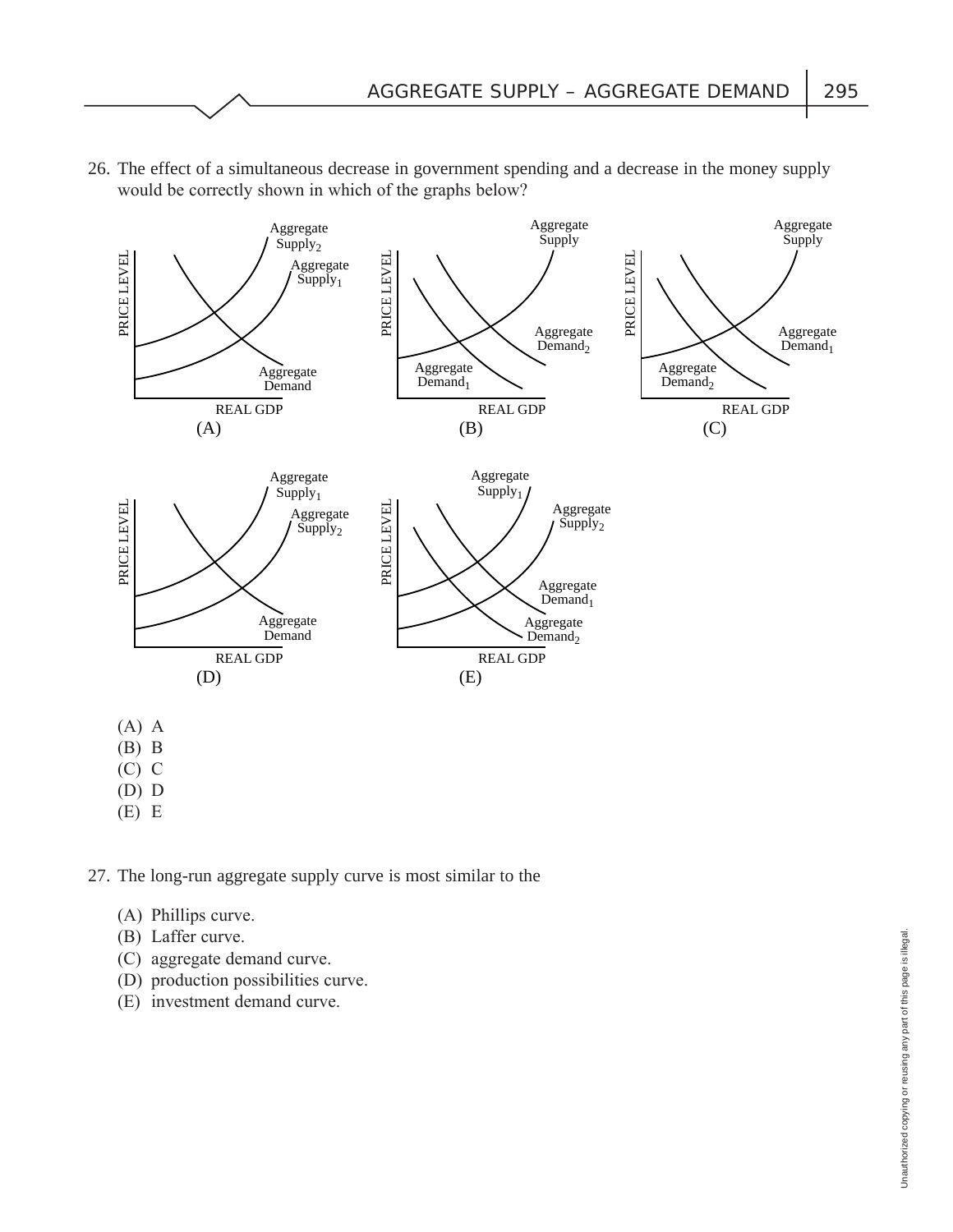26. The effect of a simultaneous decrease in government spending and a decrease in the money supply would be correctly shown in which of the graphs below?

(A) A
(B) B
(C) C
(D) D
(E) E

27. The long-run aggregate supply curve is most similar to the

(A) Phillips curve.
(B) Laffer curve.
(C) aggregate demand curve.
(D) production possibilities curve.
(E) investment demand curve.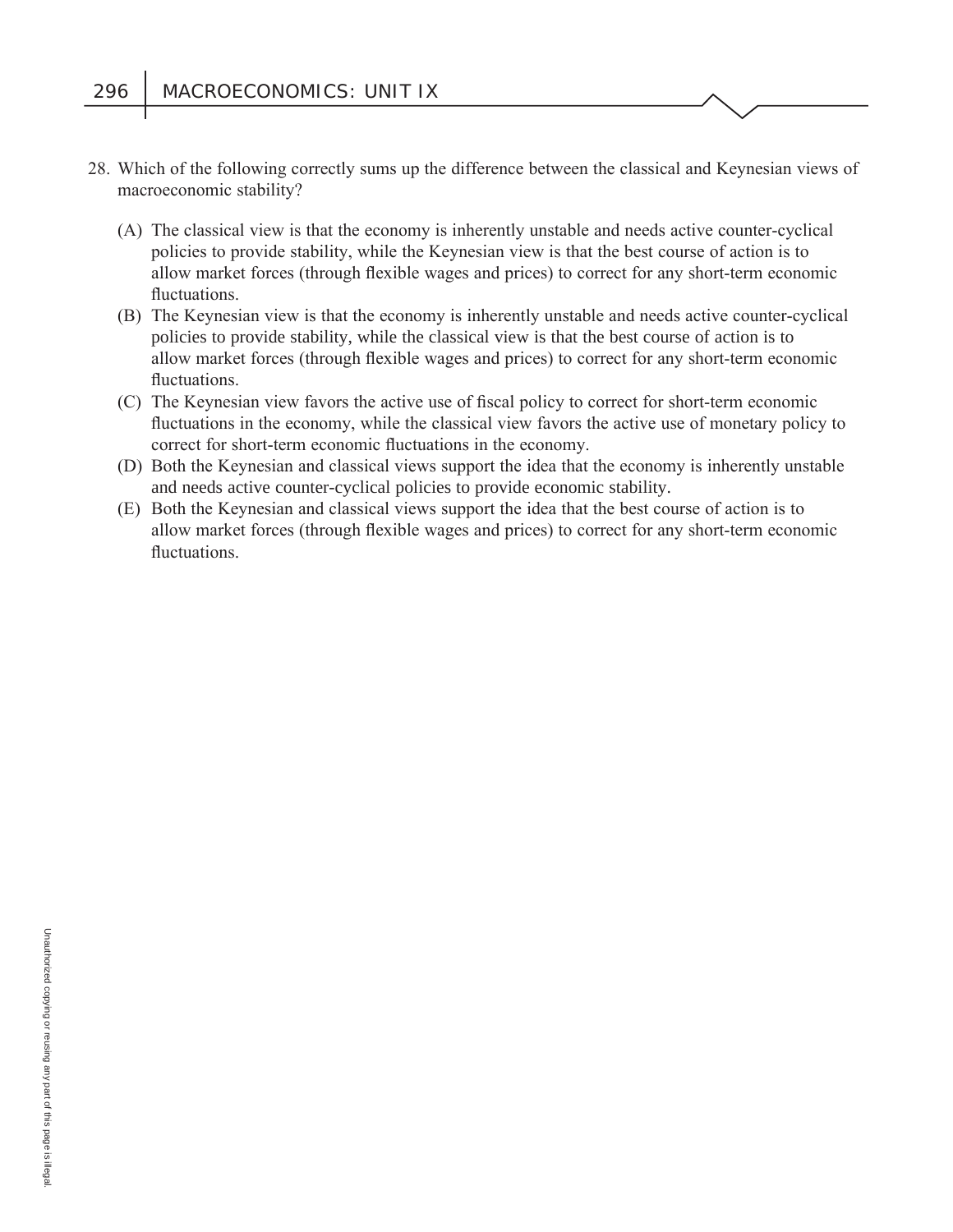28. Which of the following correctly sums up the difference between the classical and Keynesian views of macroeconomic stability?

    (A) The classical view is that the economy is inherently unstable and needs active counter-cyclical policies to provide stability, while the Keynesian view is that the best course of action is to allow market forces (through flexible wages and prices) to correct for any short-term economic fluctuations.
    (B) The Keynesian view is that the economy is inherently unstable and needs active counter-cyclical policies to provide stability, while the classical view is that the best course of action is to allow market forces (through flexible wages and prices) to correct for any short-term economic fluctuations.
    (C) The Keynesian view favors the active use of fiscal policy to correct for short-term economic fluctuations in the economy, while the classical view favors the active use of monetary policy to correct for short-term economic fluctuations in the economy.
    (D) Both the Keynesian and classical views support the idea that the economy is inherently unstable and needs active counter-cyclical policies to provide economic stability.
    (E) Both the Keynesian and classical views support the idea that the best course of action is to allow market forces (through flexible wages and prices) to correct for any short-term economic fluctuations.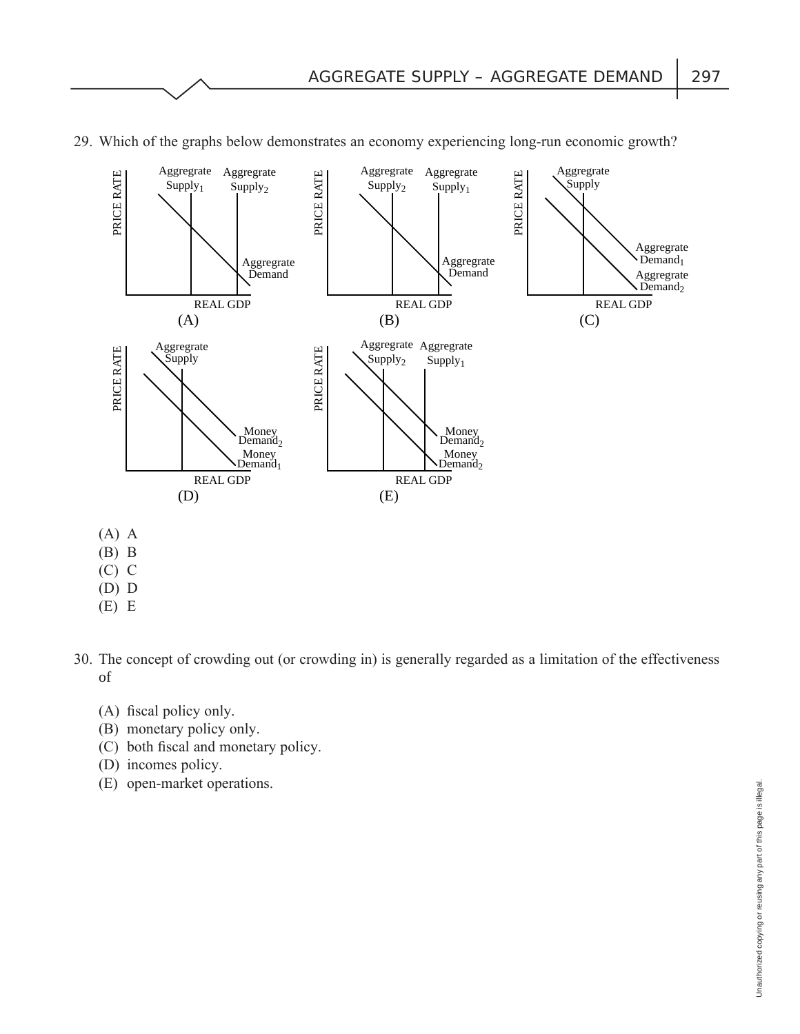29. Which of the graphs below demonstrates an economy experiencing long-run economic growth?

(A) A
(B) B
(C) C
(D) D
(E) E

30. The concept of crowding out (or crowding in) is generally regarded as a limitation of the effectiveness of

(A) fiscal policy only.
(B) monetary policy only.
(C) both fiscal and monetary policy.
(D) incomes policy.
(E) open-market operations.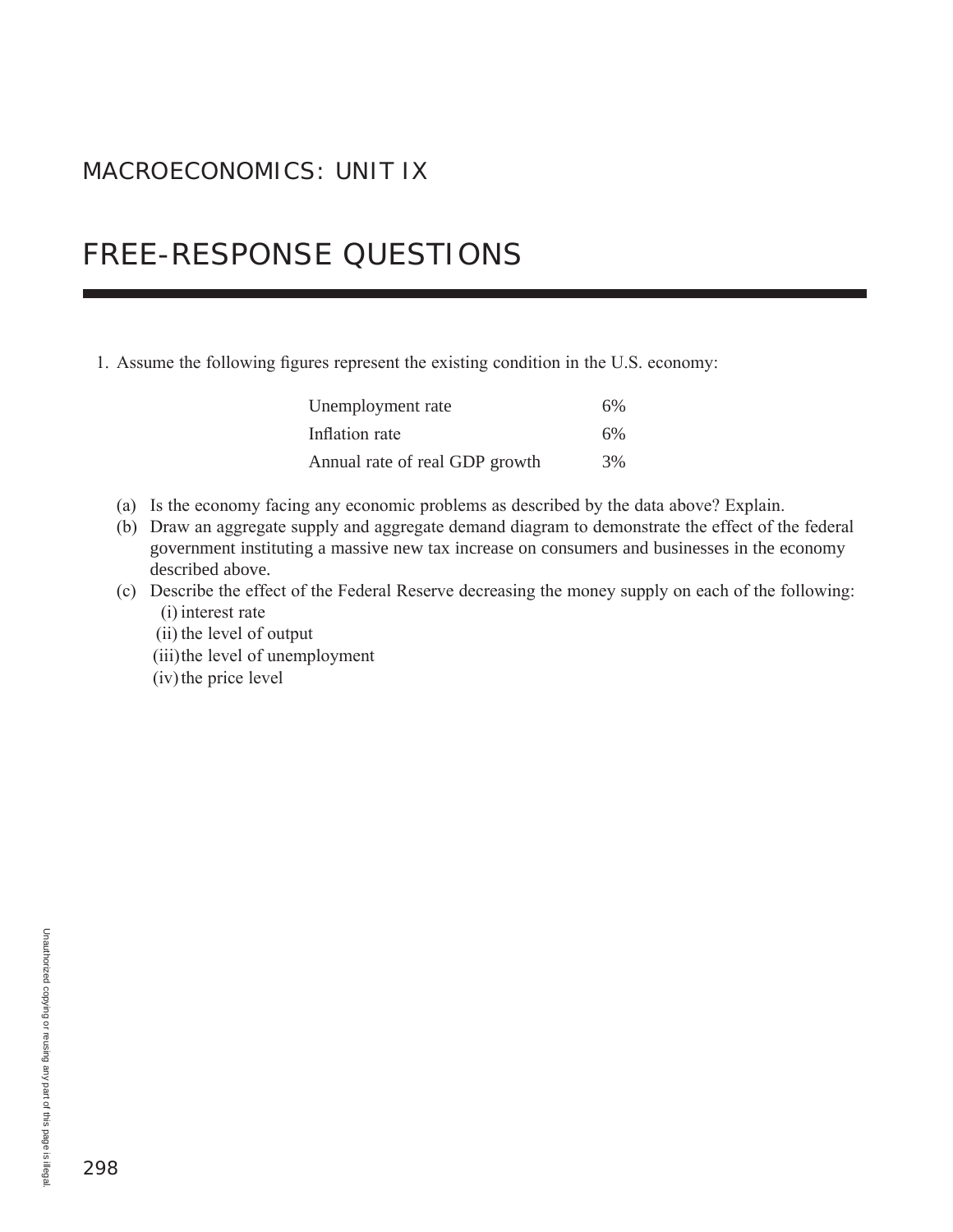# MACROECONOMICS: UNIT IX

## FREE-RESPONSE QUESTIONS

1. Assume the following figures represent the existing condition in the U.S. economy:

| | |
|---|---|
| Unemployment rate | 6% |
| Inflation rate | 6% |
| Annual rate of real GDP growth | 3% |

   (a) Is the economy facing any economic problems as described by the data above? Explain.

   (b) Draw an aggregate supply and aggregate demand diagram to demonstrate the effect of the federal government instituting a massive new tax increase on consumers and businesses in the economy described above.

   (c) Describe the effect of the Federal Reserve decreasing the money supply on each of the following:

      (i) interest rate

      (ii) the level of output

      (iii) the level of unemployment

      (iv) the price level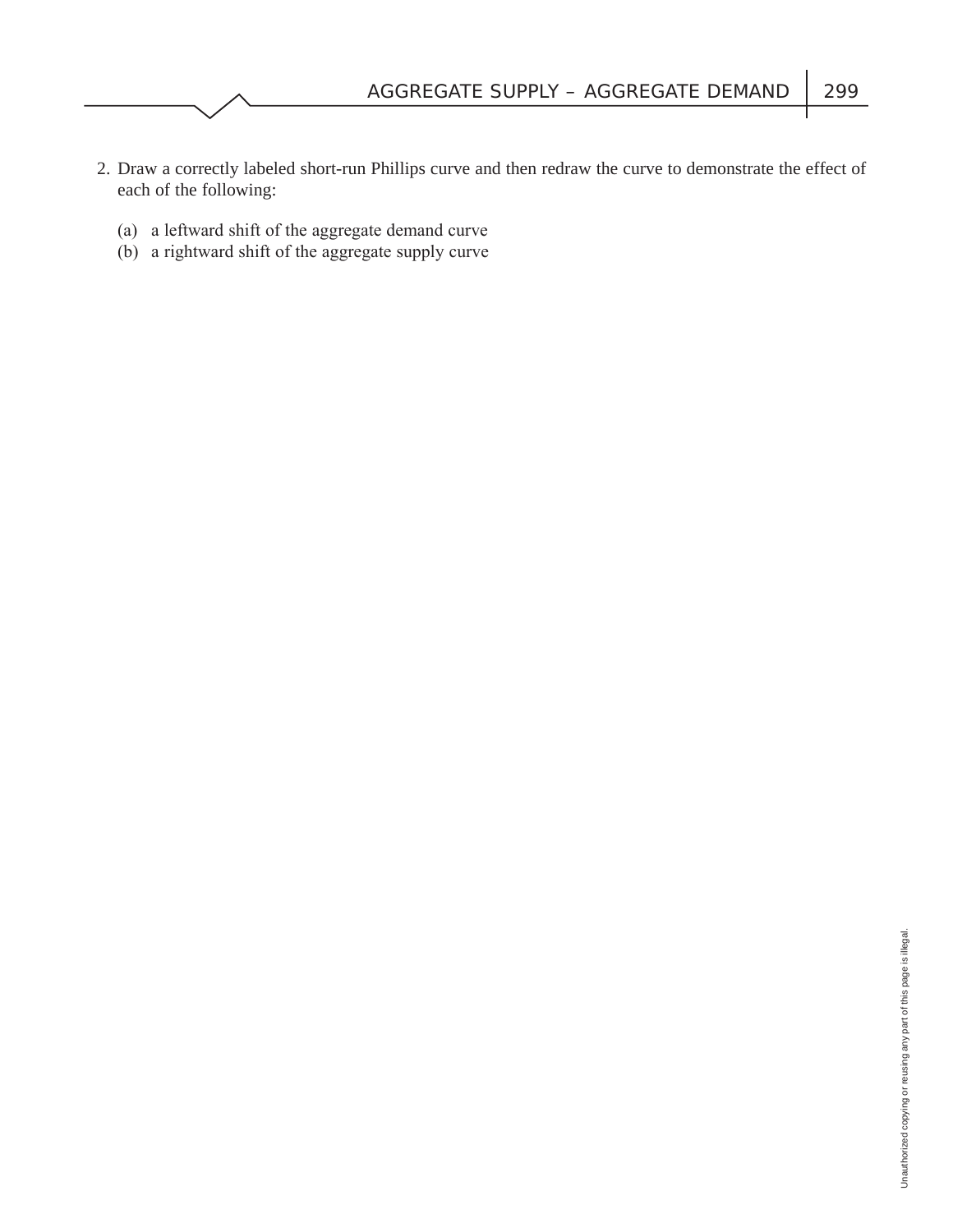2. Draw a correctly labeled short-run Phillips curve and then redraw the curve to demonstrate the effect of each of the following:

   (a) a leftward shift of the aggregate demand curve
   (b) a rightward shift of the aggregate supply curve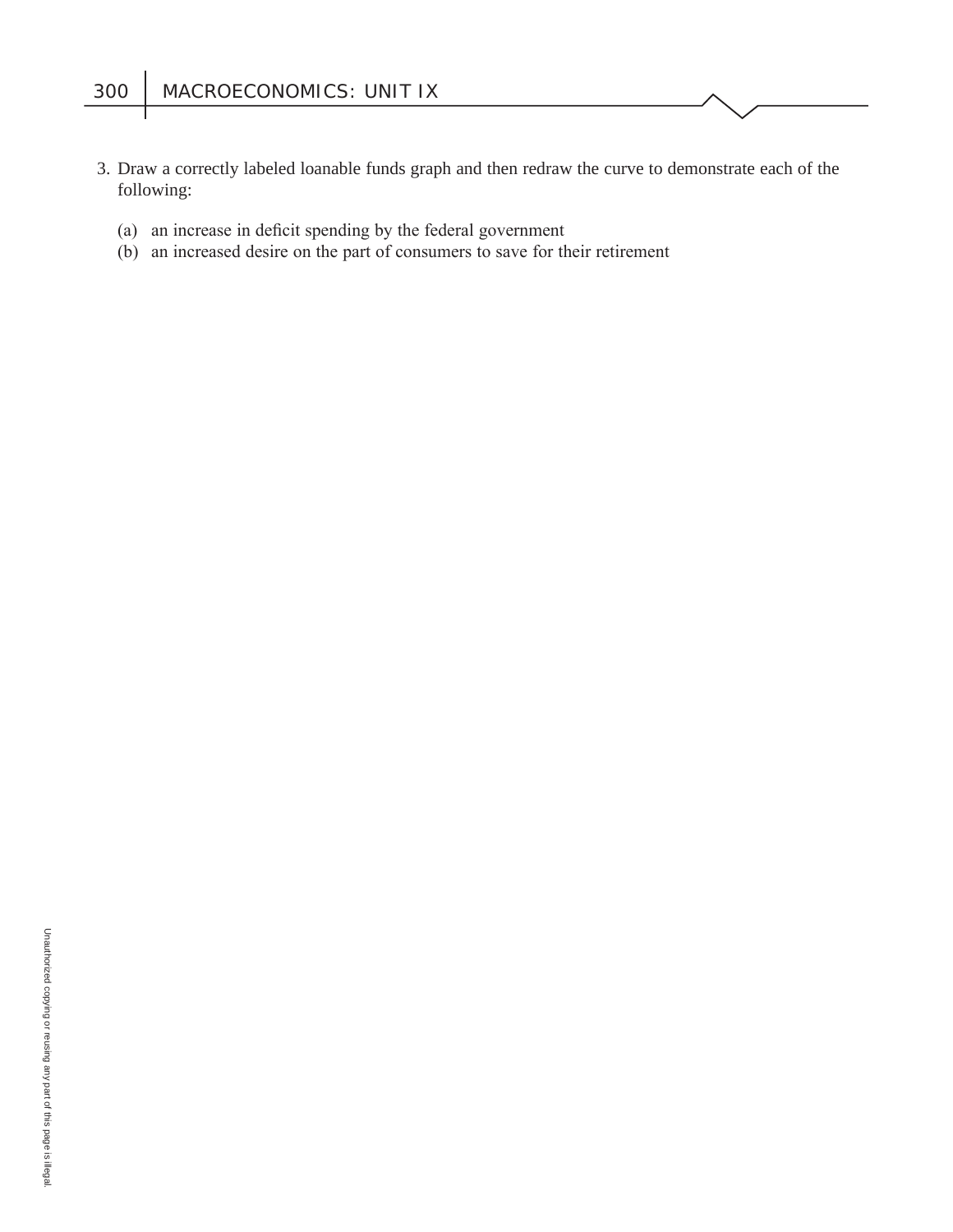3. Draw a correctly labeled loanable funds graph and then redraw the curve to demonstrate each of the following:

   (a) an increase in deficit spending by the federal government
   (b) an increased desire on the part of consumers to save for their retirement